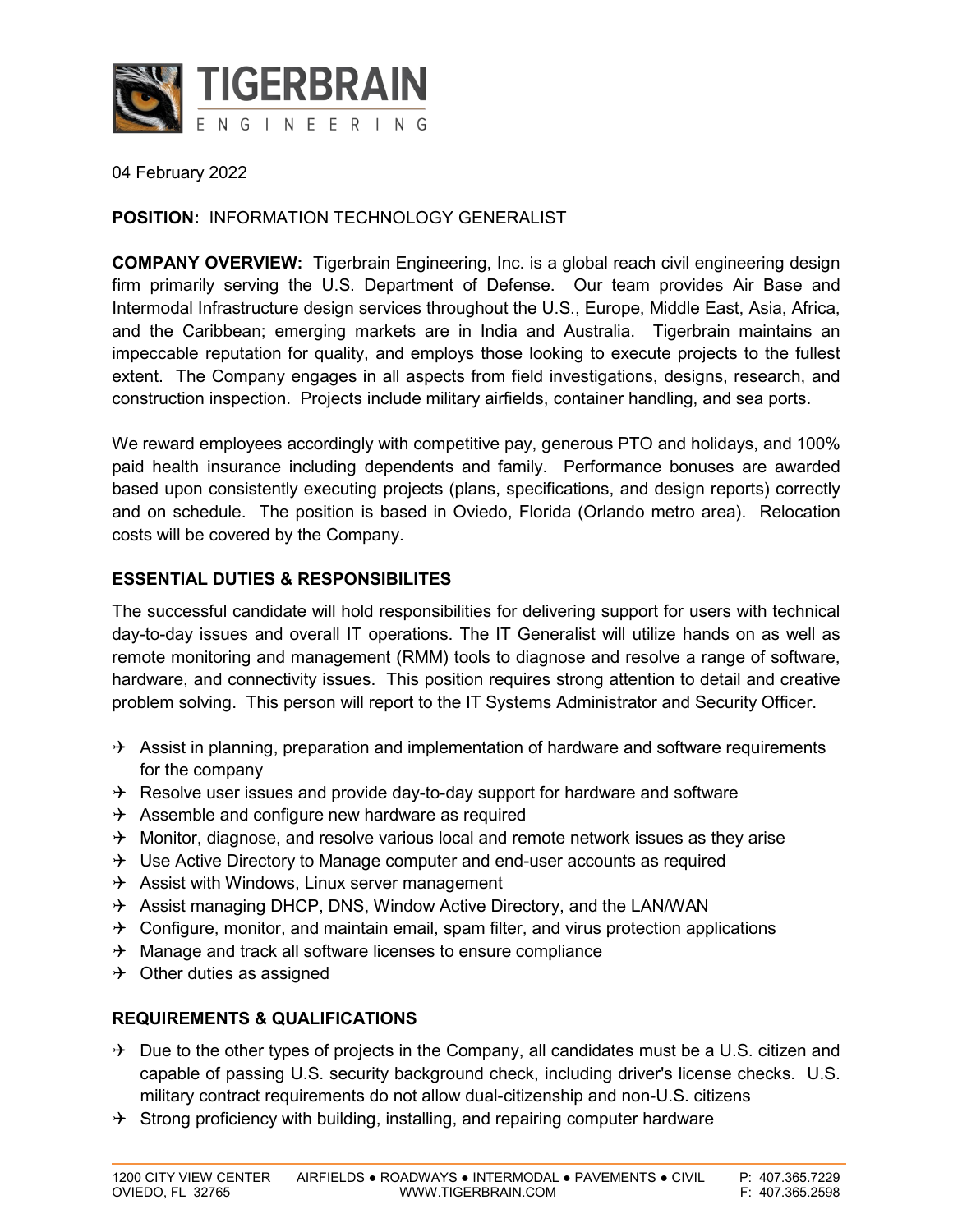# TIGERBRAIN ENGINEERING

04 February 2022

**POSITION:** INFORMATION TECHNOLOGY GENERALIST

**COMPANY OVERVIEW:** Tigerbrain Engineering, Inc. is a global reach civil engineering design firm primarily serving the U.S. Department of Defense. Our team provides Air Base and Intermodal Infrastructure design services throughout the U.S., Europe, Middle East, Asia, Africa, and the Caribbean; emerging markets are in India and Australia. Tigerbrain maintains an impeccable reputation for quality, and employs those looking to execute projects to the fullest extent. The Company engages in all aspects from field investigations, designs, research, and construction inspection. Projects include military airfields, container handling, and sea ports.

We reward employees accordingly with competitive pay, generous PTO and holidays, and 100% paid health insurance including dependents and family. Performance bonuses are awarded based upon consistently executing projects (plans, specifications, and design reports) correctly and on schedule. The position is based in Oviedo, Florida (Orlando metro area). Relocation costs will be covered by the Company.

## ESSENTIAL DUTIES & RESPONSIBILITES

The successful candidate will hold responsibilities for delivering support for users with technical day-to-day issues and overall IT operations. The IT Generalist will utilize hands on as well as remote monitoring and management (RMM) tools to diagnose and resolve a range of software, hardware, and connectivity issues. This position requires strong attention to detail and creative problem solving. This person will report to the IT Systems Administrator and Security Officer.

- Assist in planning, preparation and implementation of hardware and software requirements for the company
- Resolve user issues and provide day-to-day support for hardware and software
- Assemble and configure new hardware as required
- Monitor, diagnose, and resolve various local and remote network issues as they arise
- Use Active Directory to Manage computer and end-user accounts as required
- Assist with Windows, Linux server management
- Assist managing DHCP, DNS, Window Active Directory, and the LAN/WAN
- Configure, monitor, and maintain email, spam filter, and virus protection applications
- Manage and track all software licenses to ensure compliance
- Other duties as assigned

## REQUIREMENTS & QUALIFICATIONS

- Due to the other types of projects in the Company, all candidates must be a U.S. citizen and capable of passing U.S. security background check, including driver's license checks. U.S. military contract requirements do not allow dual-citizenship and non-U.S. citizens
- Strong proficiency with building, installing, and repairing computer hardware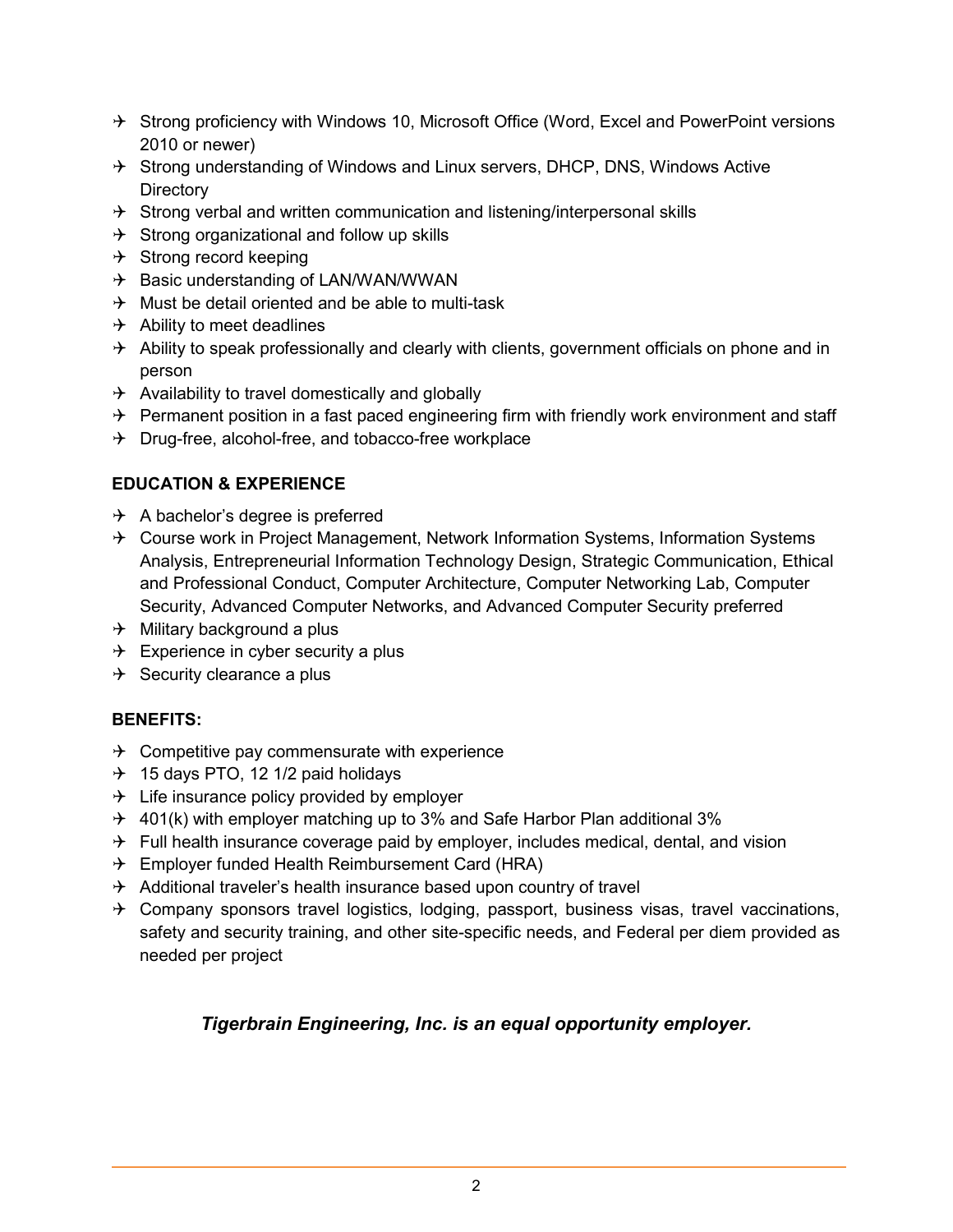- Strong proficiency with Windows 10, Microsoft Office (Word, Excel and PowerPoint versions 2010 or newer)
- Strong understanding of Windows and Linux servers, DHCP, DNS, Windows Active Directory
- Strong verbal and written communication and listening/interpersonal skills
- Strong organizational and follow up skills
- Strong record keeping
- Basic understanding of LAN/WAN/WWAN
- Must be detail oriented and be able to multi-task
- Ability to meet deadlines
- Ability to speak professionally and clearly with clients, government officials on phone and in person
- Availability to travel domestically and globally
- Permanent position in a fast paced engineering firm with friendly work environment and staff
- Drug-free, alcohol-free, and tobacco-free workplace

**EDUCATION & EXPERIENCE**

- A bachelor's degree is preferred
- Course work in Project Management, Network Information Systems, Information Systems Analysis, Entrepreneurial Information Technology Design, Strategic Communication, Ethical and Professional Conduct, Computer Architecture, Computer Networking Lab, Computer Security, Advanced Computer Networks, and Advanced Computer Security preferred
- Military background a plus
- Experience in cyber security a plus
- Security clearance a plus

**BENEFITS:**

- Competitive pay commensurate with experience
- 15 days PTO, 12 1/2 paid holidays
- Life insurance policy provided by employer
- 401(k) with employer matching up to 3% and Safe Harbor Plan additional 3%
- Full health insurance coverage paid by employer, includes medical, dental, and vision
- Employer funded Health Reimbursement Card (HRA)
- Additional traveler's health insurance based upon country of travel
- Company sponsors travel logistics, lodging, passport, business visas, travel vaccinations, safety and security training, and other site-specific needs, and Federal per diem provided as needed per project

***Tigerbrain Engineering, Inc. is an equal opportunity employer.***